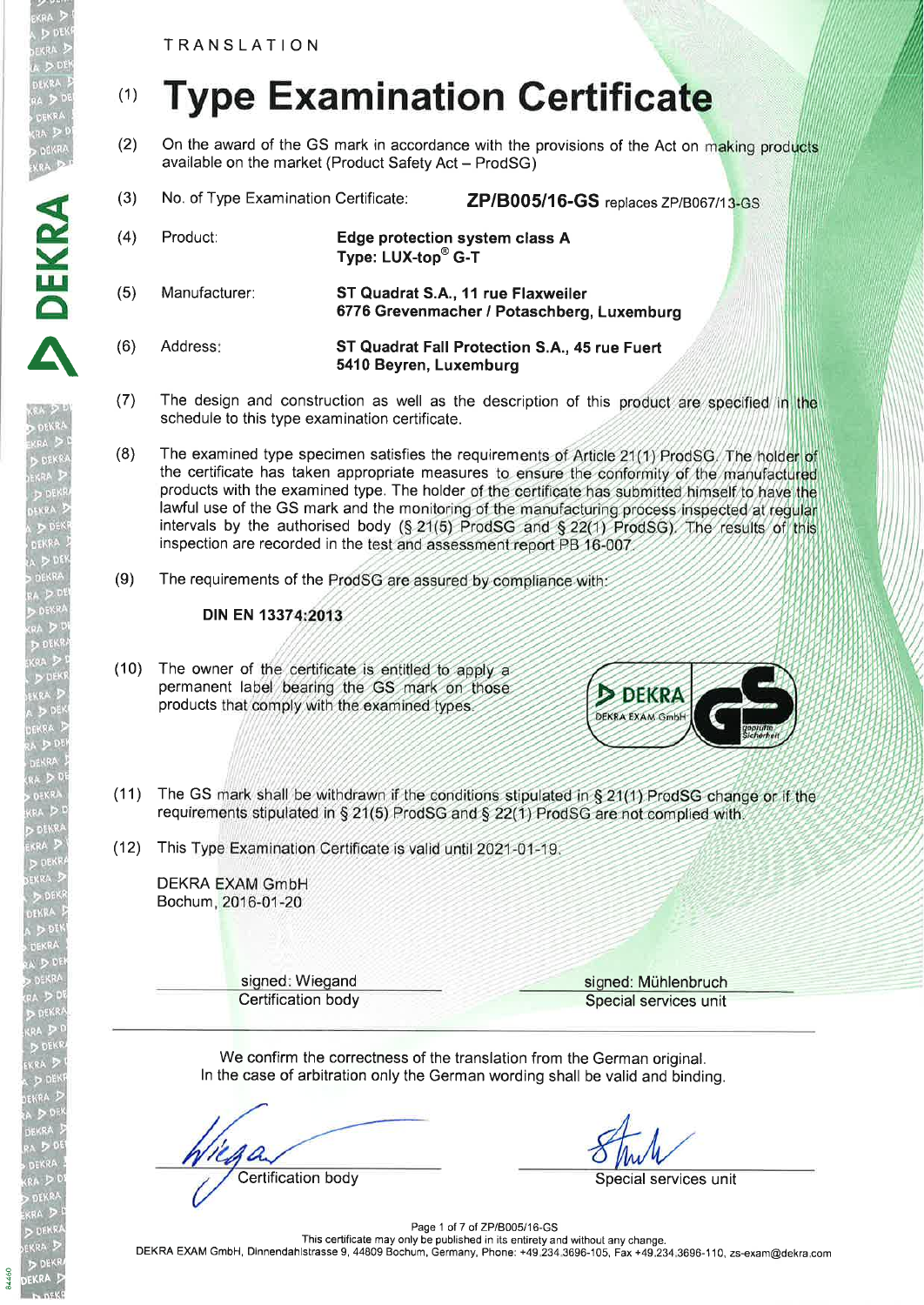TRANSLATION

# (1) Type Examination Certificate

(2) On the award of the GS mark in accordance with the provisions of the Act on making products available on the market (Product Safety Act – ProdSG)

(3) No. of Type Examination Certificate: **ZP/B005/16-GS** replaces ZP/B067/13-GS

(4) Product: **Edge protection system class A**
**Type: LUX-top® G-T**

(5) Manufacturer: **ST Quadrat S.A., 11 rue Flaxweiler**
**6776 Grevenmacher / Potaschberg, Luxemburg**

(6) Address: **ST Quadrat Fall Protection S.A., 45 rue Fuert**
**5410 Beyren, Luxemburg**

(7) The design and construction as well as the description of this product are specified in the schedule to this type examination certificate.

(8) The examined type specimen satisfies the requirements of Article 21(1) ProdSG. The holder of the certificate has taken appropriate measures to ensure the conformity of the manufactured products with the examined type. The holder of the certificate has submitted himself to have the lawful use of the GS mark and the monitoring of the manufacturing process inspected at regular intervals by the authorised body (§ 21(5) ProdSG and § 22(1) ProdSG). The results of this inspection are recorded in the test and assessment report PB 16-007.

(9) The requirements of the ProdSG are assured by compliance with:

**DIN EN 13374:2013**

(10) The owner of the certificate is entitled to apply a permanent label bearing the GS mark on those products that comply with the examined types.

DEKRA — DEKRA EXAM GmbH — GS geprüfte Sicherheit

(11) The GS mark shall be withdrawn if the conditions stipulated in § 21(1) ProdSG change or if the requirements stipulated in § 21(5) ProdSG and § 22(1) ProdSG are not complied with.

(12) This Type Examination Certificate is valid until 2021-01-19.

DEKRA EXAM GmbH
Bochum, 2016-01-20

signed: Wiegand
Certification body

signed: Mühlenbruch
Special services unit

We confirm the correctness of the translation from the German original.
In the case of arbitration only the German wording shall be valid and binding.

Certification body

Special services unit

This certificate may only be published in its entirety and without any change.
DEKRA EXAM GmbH, Dinnendahlstrasse 9, 44809 Bochum, Germany, Phone: +49.234.3696-105, Fax +49.234.3696-110, zs-exam@dekra.com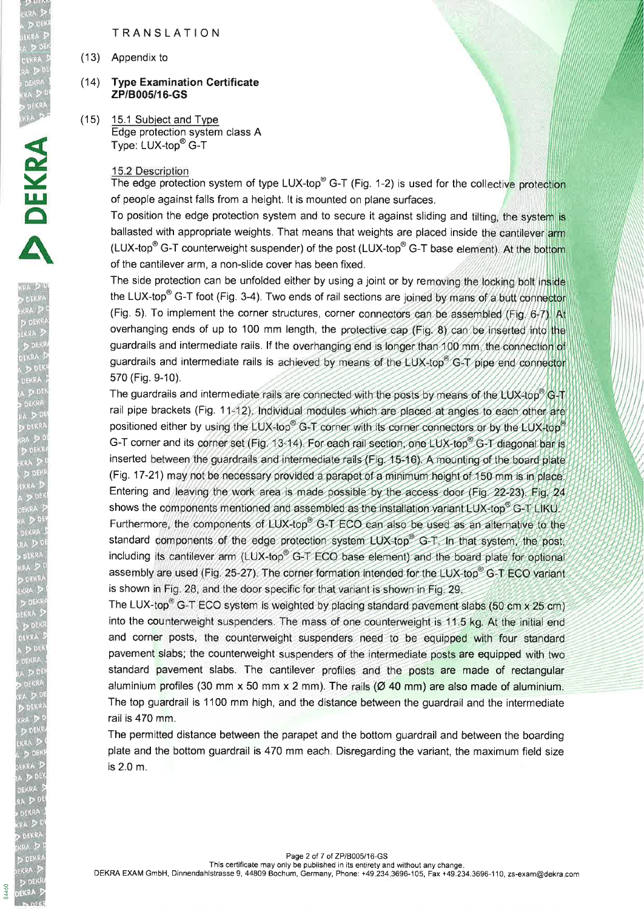TRANSLATION

(13) Appendix to

(14) **Type Examination Certificate ZP/B005/16-GS**

(15) 15.1 Subject and Type

Edge protection system class A

Type: LUX-top® G-T

15.2 Description

The edge protection system of type LUX-top® G-T (Fig. 1-2) is used for the collective protection of people against falls from a height. It is mounted on plane surfaces.

To position the edge protection system and to secure it against sliding and tilting, the system is ballasted with appropriate weights. That means that weights are placed inside the cantilever arm (LUX-top® G-T counterweight suspender) of the post (LUX-top® G-T base element). At the bottom of the cantilever arm, a non-slide cover has been fixed.

The side protection can be unfolded either by using a joint or by removing the locking bolt inside the LUX-top® G-T foot (Fig. 3-4). Two ends of rail sections are joined by mans of a butt connector (Fig. 5). To implement the corner structures, corner connectors can be assembled (Fig. 6-7). At overhanging ends of up to 100 mm length, the protective cap (Fig. 8) can be inserted into the guardrails and intermediate rails. If the overhanging end is longer than 100 mm, the connection of guardrails and intermediate rails is achieved by means of the LUX-top® G-T pipe end connector 570 (Fig. 9-10).

The guardrails and intermediate rails are connected with the posts by means of the LUX-top® G-T rail pipe brackets (Fig. 11-12). Individual modules which are placed at angles to each other are positioned either by using the LUX-top® G-T corner with its corner connectors or by the LUX-top® G-T corner and its corner set (Fig. 13-14). For each rail section, one LUX-top® G-T diagonal bar is inserted between the guardrails and intermediate rails (Fig. 15-16). A mounting of the board plate (Fig. 17-21) may not be necessary provided a parapet of a minimum height of 150 mm is in place. Entering and leaving the work area is made possible by the access door (Fig. 22-23). Fig. 24 shows the components mentioned and assembled as the installation variant LUX-top® G-T LIKU.

Furthermore, the components of LUX-top® G-T ECO can also be used as an alternative to the standard components of the edge protection system LUX-top® G-T. In that system, the post, including its cantilever arm (LUX-top® G-T ECO base element) and the board plate for optional assembly are used (Fig. 25-27). The corner formation intended for the LUX-top® G-T ECO variant is shown in Fig. 28, and the door specific for that variant is shown in Fig. 29.

The LUX-top® G-T ECO system is weighted by placing standard pavement slabs (50 cm x 25 cm) into the counterweight suspenders. The mass of one counterweight is 11.5 kg. At the initial end and corner posts, the counterweight suspenders need to be equipped with four standard pavement slabs; the counterweight suspenders of the intermediate posts are equipped with two standard pavement slabs. The cantilever profiles and the posts are made of rectangular aluminium profiles (30 mm x 50 mm x 2 mm). The rails (Ø 40 mm) are also made of aluminium. The top guardrail is 1100 mm high, and the distance between the guardrail and the intermediate rail is 470 mm.

The permitted distance between the parapet and the bottom guardrail and between the boarding plate and the bottom guardrail is 470 mm each. Disregarding the variant, the maximum field size is 2.0 m.

This certificate may only be published in its entirety and without any change.

DEKRA EXAM GmbH, Dinnendahlstrasse 9, 44809 Bochum, Germany, Phone: +49.234.3696-105, Fax +49.234.3696-110, zs-exam@dekra.com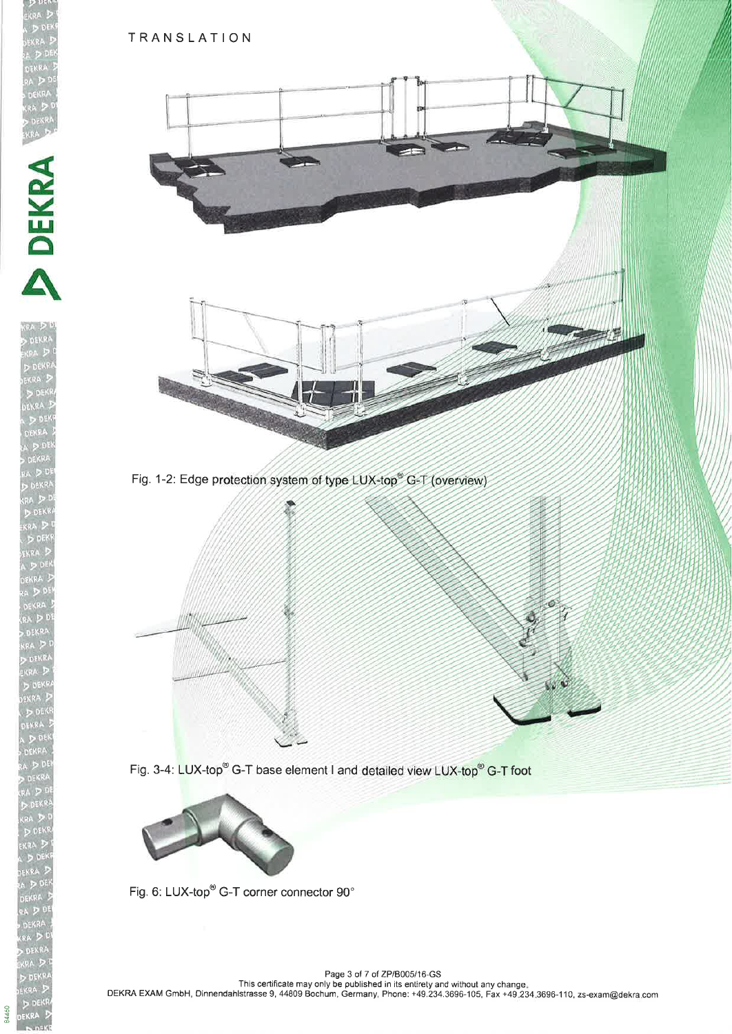TRANSLATION

Fig. 1-2: Edge protection system of type LUX-top® G-T (overview)

Fig. 3-4: LUX-top® G-T base element I and detailed view LUX-top® G-T foot

Fig. 6: LUX-top® G-T corner connector 90°

This certificate may only be published in its entirety and without any change.

DEKRA EXAM GmbH, Dinnendahlstrasse 9, 44809 Bochum, Germany, Phone: +49.234.3696-105, Fax +49.234.3696-110, zs-exam@dekra.com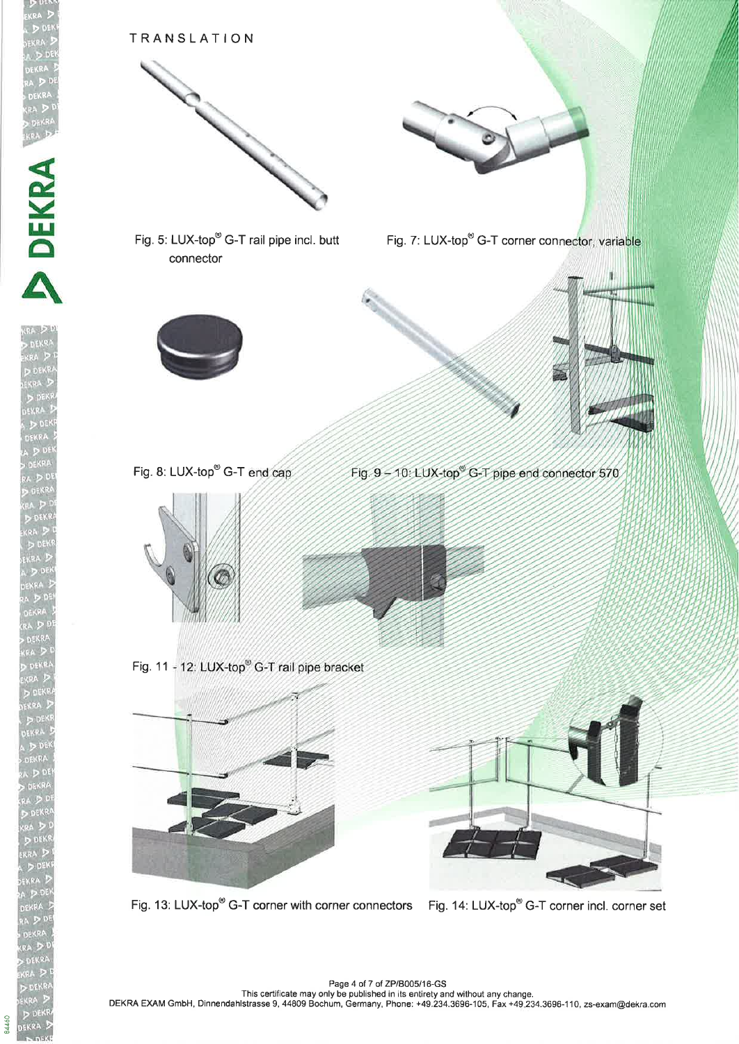TRANSLATION

Fig. 5: LUX-top® G-T rail pipe incl. butt connector

Fig. 7: LUX-top® G-T corner connector, variable

Fig. 8: LUX-top® G-T end cap

Fig. 9 – 10: LUX-top® G-T pipe end connector 570

Fig. 11 - 12: LUX-top® G-T rail pipe bracket

Fig. 13: LUX-top® G-T corner with corner connectors

Fig. 14: LUX-top® G-T corner incl. corner set

Page 4 of 7 of ZP/B005/16-GS

This certificate may only be published in its entirety and without any change.

DEKRA EXAM GmbH, Dinnendahlstrasse 9, 44809 Bochum, Germany, Phone: +49.234.3696-105, Fax +49.234.3696-110, zs-exam@dekra.com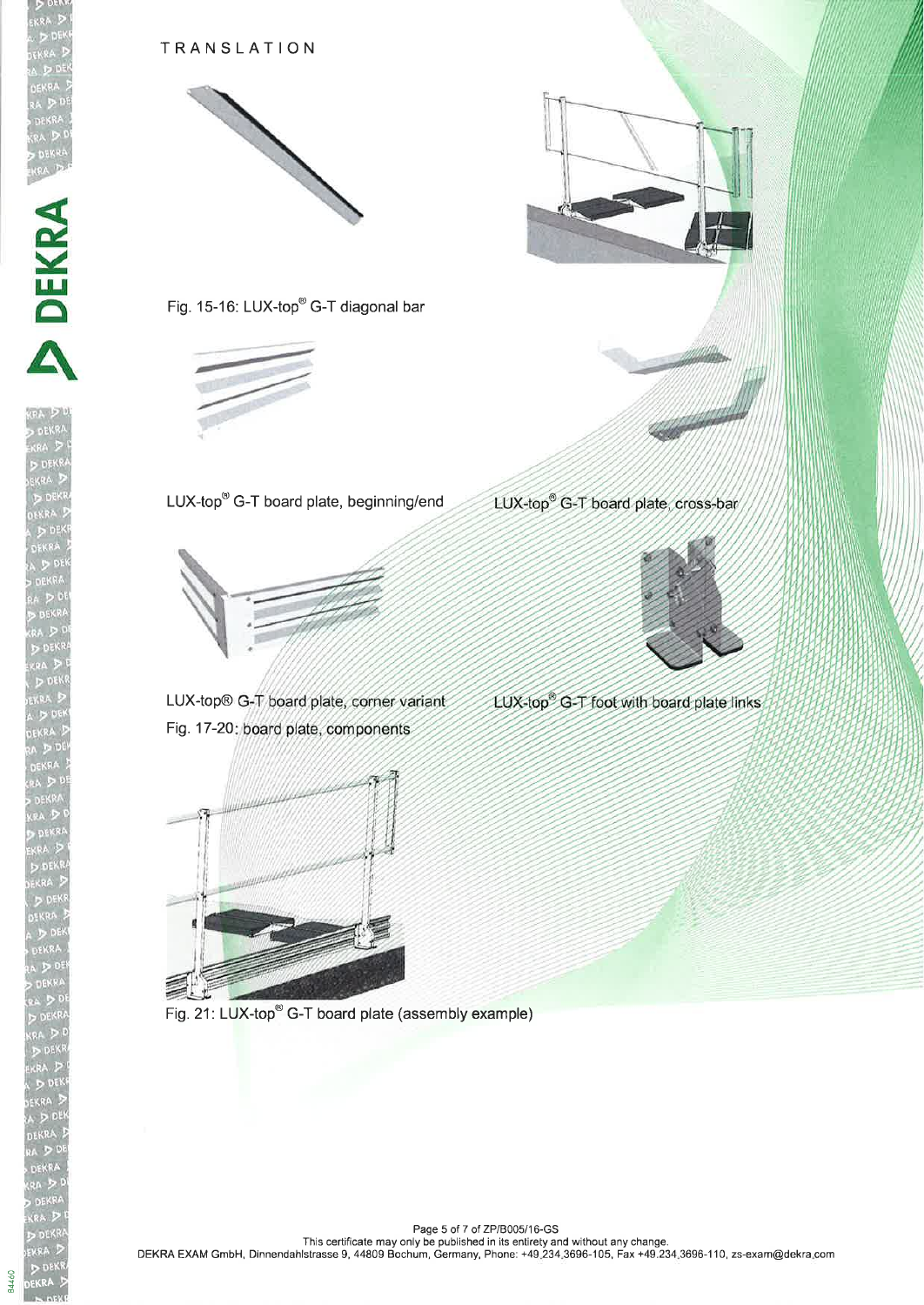TRANSLATION

Fig. 15-16: LUX-top® G-T diagonal bar

LUX-top® G-T board plate, beginning/end

LUX-top® G-T board plate, cross-bar

LUX-top® G-T board plate, corner variant

LUX-top® G-T foot with board plate links

Fig. 17-20: board plate, components

Fig. 21: LUX-top® G-T board plate (assembly example)

This certificate may only be published in its entirety and without any change.

DEKRA EXAM GmbH, Dinnendahlstrasse 9, 44809 Bochum, Germany, Phone: +49.234.3696-105, Fax +49.234.3696-110, zs-exam@dekra.com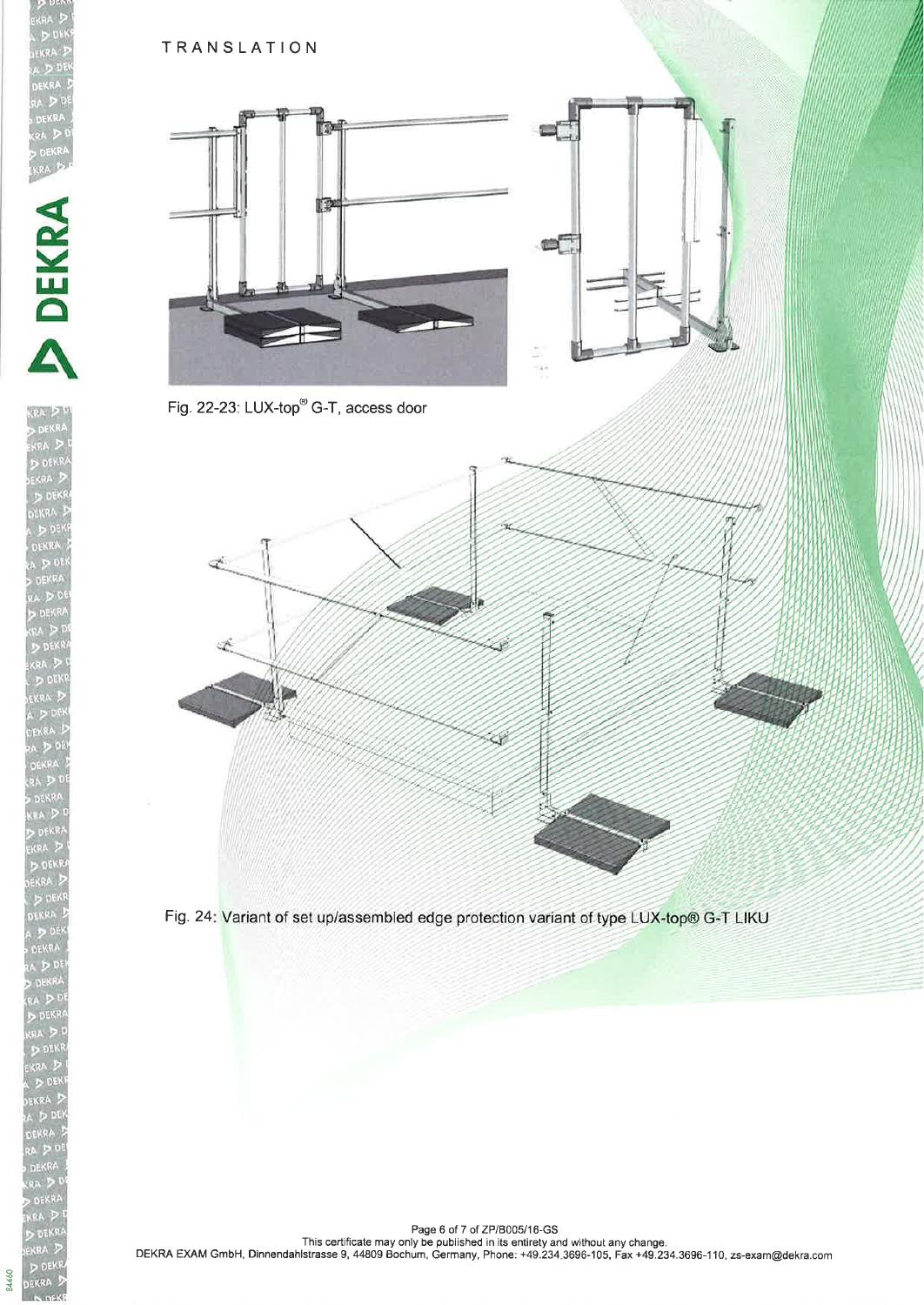TRANSLATION

Fig. 22-23: LUX-top® G-T, access door

Fig. 24: Variant of set up/assembled edge protection variant of type LUX-top® G-T LIKU

This certificate may only be published in its entirety and without any change.
DEKRA EXAM GmbH, Dinnendahlstrasse 9, 44809 Bochum, Germany, Phone: +49.234.3696-105, Fax +49.234.3696-110, zs-exam@dekra.com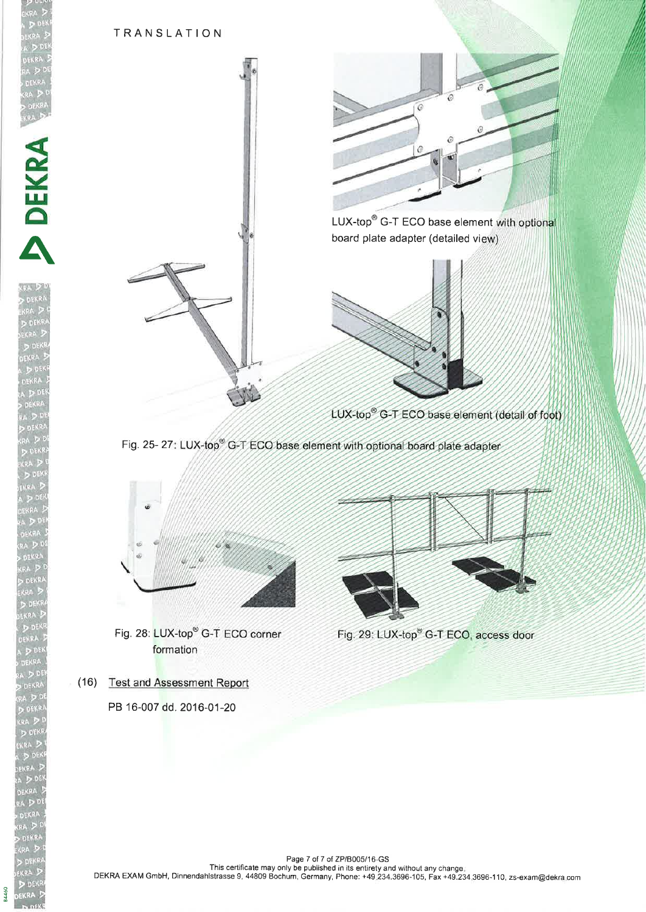TRANSLATION

LUX-top® G-T ECO base element with optional board plate adapter (detailed view)

LUX-top® G-T ECO base element (detail of foot)

Fig. 25- 27: LUX-top® G-T ECO base element with optional board plate adapter

Fig. 28: LUX-top® G-T ECO corner formation

Fig. 29: LUX-top® G-T ECO, access door

(16) Test and Assessment Report

PB 16-007 dd. 2016-01-20

This certificate may only be published in its entirety and without any change.

DEKRA EXAM GmbH, Dinnendahlstrasse 9, 44809 Bochum, Germany, Phone: +49.234.3696-105, Fax +49.234.3696-110, zs-exam@dekra.com